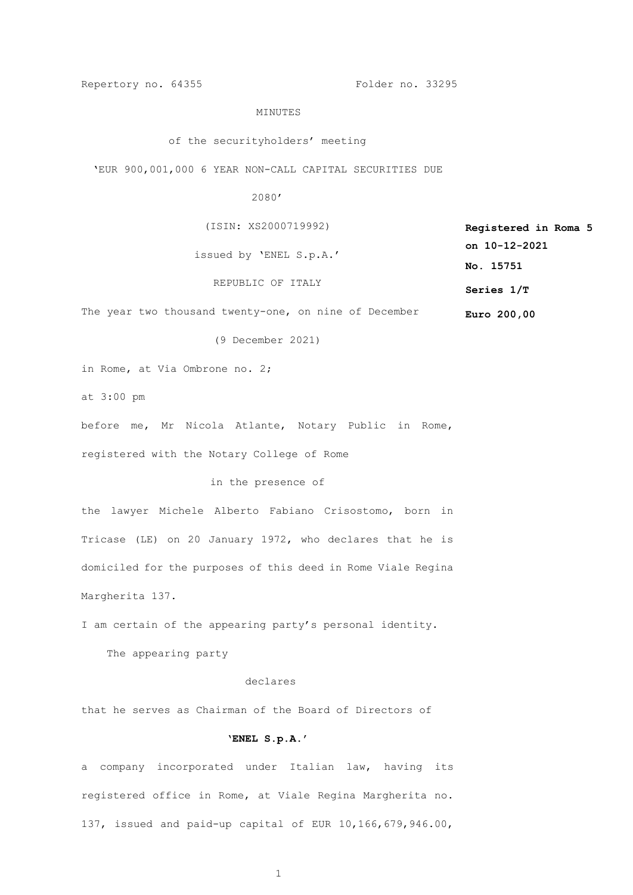Repertory no. 64355 Folder no. 33295

MINUTES

of the securityholders' meeting

'EUR 900,001,000 6 YEAR NON-CALL CAPITAL SECURITIES DUE 2080'

(ISIN: XS2000719992)

issued by 'ENEL S.p.A.'

REPUBLIC OF ITALY

**Registered in Roma 5 on 10-12-2021**
**No. 15751**
**Series 1/T**
**Euro 200,00**

The year two thousand twenty-one, on nine of December

(9 December 2021)

in Rome, at Via Ombrone no. 2;

at 3:00 pm

before me, Mr Nicola Atlante, Notary Public in Rome, registered with the Notary College of Rome

in the presence of

the lawyer Michele Alberto Fabiano Crisostomo, born in Tricase (LE) on 20 January 1972, who declares that he is domiciled for the purposes of this deed in Rome Viale Regina Margherita 137.

I am certain of the appearing party's personal identity.

The appearing party

declares

that he serves as Chairman of the Board of Directors of

**'ENEL S.p.A.'**

a company incorporated under Italian law, having its registered office in Rome, at Viale Regina Margherita no. 137, issued and paid-up capital of EUR 10,166,679,946.00,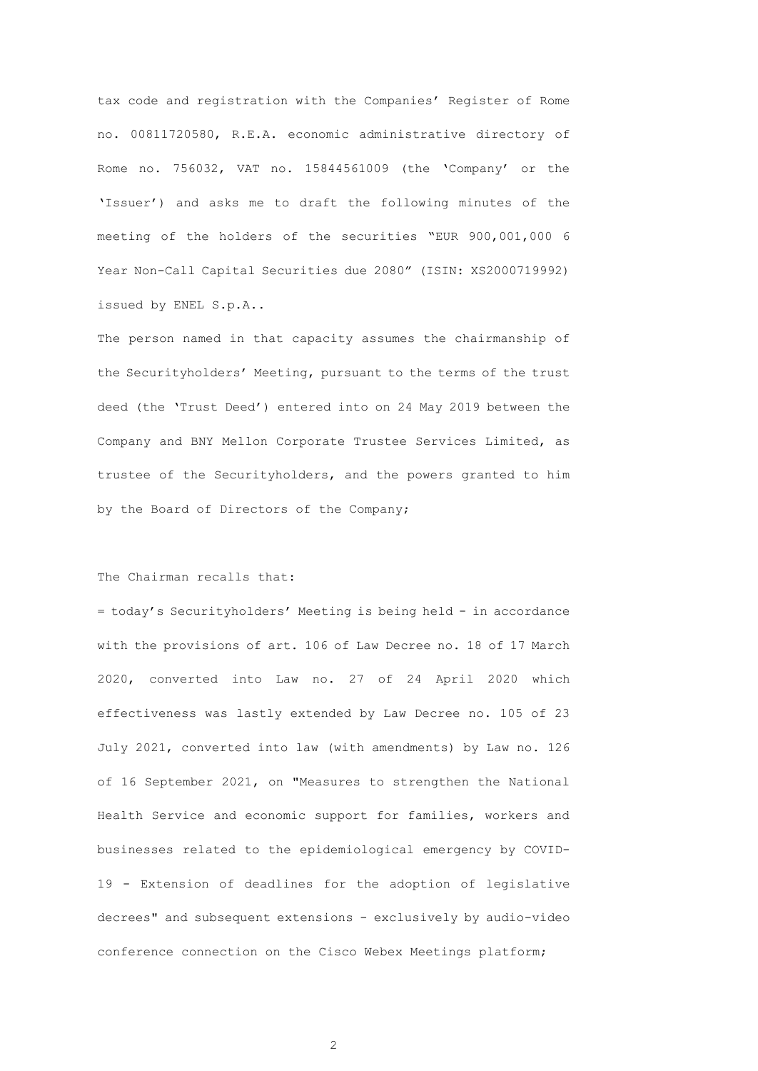tax code and registration with the Companies' Register of Rome no. 00811720580, R.E.A. economic administrative directory of Rome no. 756032, VAT no. 15844561009 (the 'Company' or the 'Issuer') and asks me to draft the following minutes of the meeting of the holders of the securities "EUR 900,001,000 6 Year Non-Call Capital Securities due 2080" (ISIN: XS2000719992) issued by ENEL S.p.A..

The person named in that capacity assumes the chairmanship of the Securityholders' Meeting, pursuant to the terms of the trust deed (the 'Trust Deed') entered into on 24 May 2019 between the Company and BNY Mellon Corporate Trustee Services Limited, as trustee of the Securityholders, and the powers granted to him by the Board of Directors of the Company;

The Chairman recalls that:

= today's Securityholders' Meeting is being held - in accordance with the provisions of art. 106 of Law Decree no. 18 of 17 March 2020, converted into Law no. 27 of 24 April 2020 which effectiveness was lastly extended by Law Decree no. 105 of 23 July 2021, converted into law (with amendments) by Law no. 126 of 16 September 2021, on "Measures to strengthen the National Health Service and economic support for families, workers and businesses related to the epidemiological emergency by COVID-19 - Extension of deadlines for the adoption of legislative decrees" and subsequent extensions - exclusively by audio-video conference connection on the Cisco Webex Meetings platform;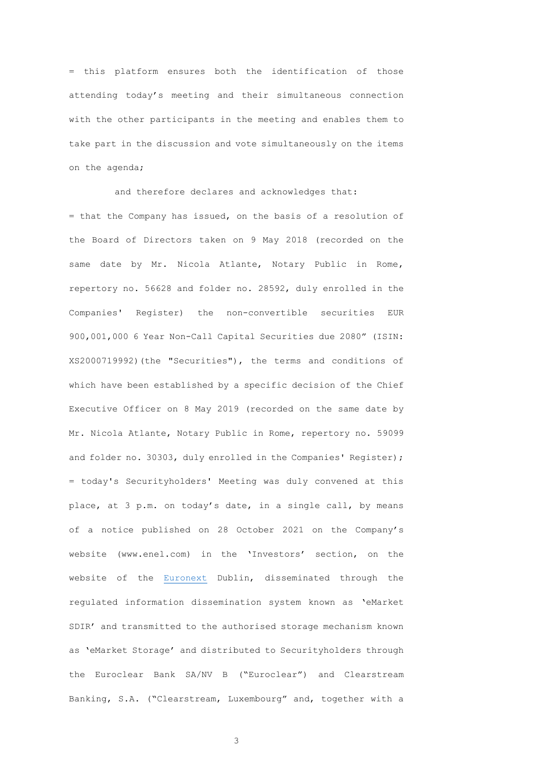= this platform ensures both the identification of those attending today's meeting and their simultaneous connection with the other participants in the meeting and enables them to take part in the discussion and vote simultaneously on the items on the agenda;

and therefore declares and acknowledges that:

= that the Company has issued, on the basis of a resolution of the Board of Directors taken on 9 May 2018 (recorded on the same date by Mr. Nicola Atlante, Notary Public in Rome, repertory no. 56628 and folder no. 28592, duly enrolled in the Companies' Register) the non-convertible securities EUR 900,001,000 6 Year Non-Call Capital Securities due 2080" (ISIN: XS2000719992)(the "Securities"), the terms and conditions of which have been established by a specific decision of the Chief Executive Officer on 8 May 2019 (recorded on the same date by Mr. Nicola Atlante, Notary Public in Rome, repertory no. 59099 and folder no. 30303, duly enrolled in the Companies' Register);

= today's Securityholders' Meeting was duly convened at this place, at 3 p.m. on today's date, in a single call, by means of a notice published on 28 October 2021 on the Company's website (www.enel.com) in the 'Investors' section, on the website of the Euronext Dublin, disseminated through the regulated information dissemination system known as 'eMarket SDIR' and transmitted to the authorised storage mechanism known as 'eMarket Storage' and distributed to Securityholders through the Euroclear Bank SA/NV B ("Euroclear") and Clearstream Banking, S.A. ("Clearstream, Luxembourg" and, together with a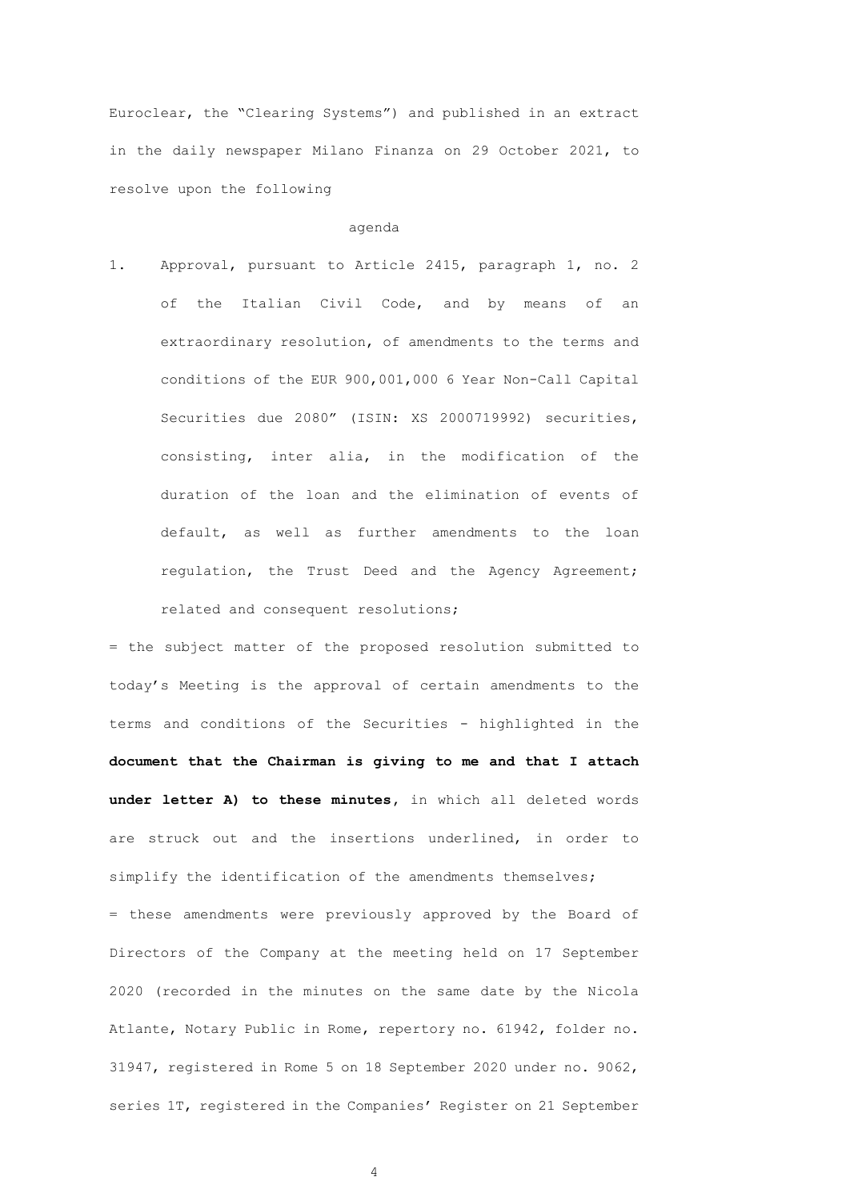Euroclear, the "Clearing Systems") and published in an extract in the daily newspaper Milano Finanza on 29 October 2021, to resolve upon the following

agenda

1. Approval, pursuant to Article 2415, paragraph 1, no. 2 of the Italian Civil Code, and by means of an extraordinary resolution, of amendments to the terms and conditions of the EUR 900,001,000 6 Year Non-Call Capital Securities due 2080" (ISIN: XS 2000719992) securities, consisting, inter alia, in the modification of the duration of the loan and the elimination of events of default, as well as further amendments to the loan regulation, the Trust Deed and the Agency Agreement; related and consequent resolutions;

= the subject matter of the proposed resolution submitted to today's Meeting is the approval of certain amendments to the terms and conditions of the Securities - highlighted in the **document that the Chairman is giving to me and that I attach under letter A) to these minutes**, in which all deleted words are struck out and the insertions underlined, in order to simplify the identification of the amendments themselves;

= these amendments were previously approved by the Board of Directors of the Company at the meeting held on 17 September 2020 (recorded in the minutes on the same date by the Nicola Atlante, Notary Public in Rome, repertory no. 61942, folder no. 31947, registered in Rome 5 on 18 September 2020 under no. 9062, series 1T, registered in the Companies' Register on 21 September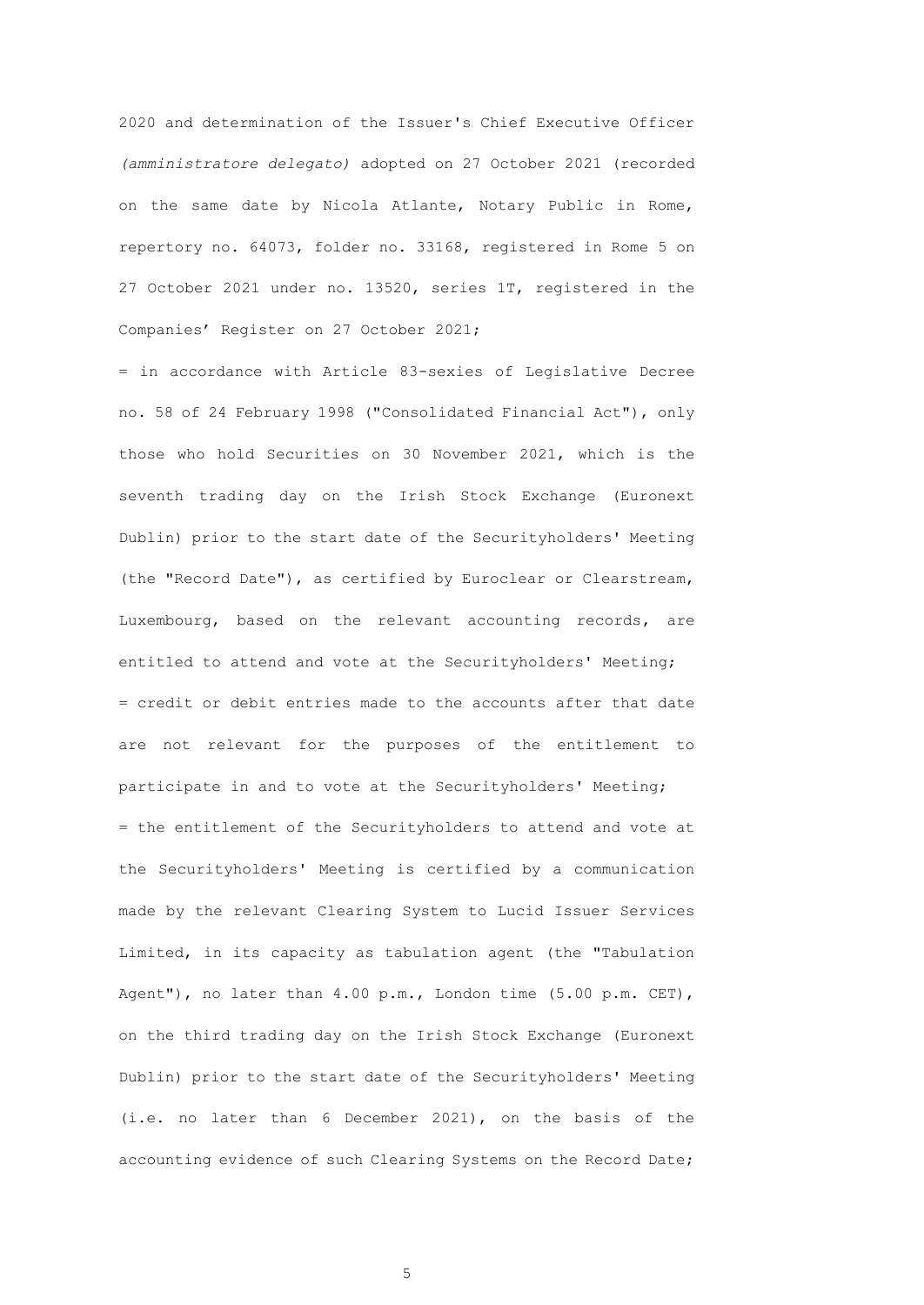2020 and determination of the Issuer's Chief Executive Officer *(amministratore delegato)* adopted on 27 October 2021 (recorded on the same date by Nicola Atlante, Notary Public in Rome, repertory no. 64073, folder no. 33168, registered in Rome 5 on 27 October 2021 under no. 13520, series 1T, registered in the Companies' Register on 27 October 2021;

= in accordance with Article 83-sexies of Legislative Decree no. 58 of 24 February 1998 ("Consolidated Financial Act"), only those who hold Securities on 30 November 2021, which is the seventh trading day on the Irish Stock Exchange (Euronext Dublin) prior to the start date of the Securityholders' Meeting (the "Record Date"), as certified by Euroclear or Clearstream, Luxembourg, based on the relevant accounting records, are entitled to attend and vote at the Securityholders' Meeting;

= credit or debit entries made to the accounts after that date are not relevant for the purposes of the entitlement to participate in and to vote at the Securityholders' Meeting;

= the entitlement of the Securityholders to attend and vote at the Securityholders' Meeting is certified by a communication made by the relevant Clearing System to Lucid Issuer Services Limited, in its capacity as tabulation agent (the "Tabulation Agent"), no later than 4.00 p.m., London time (5.00 p.m. CET), on the third trading day on the Irish Stock Exchange (Euronext Dublin) prior to the start date of the Securityholders' Meeting (i.e. no later than 6 December 2021), on the basis of the accounting evidence of such Clearing Systems on the Record Date;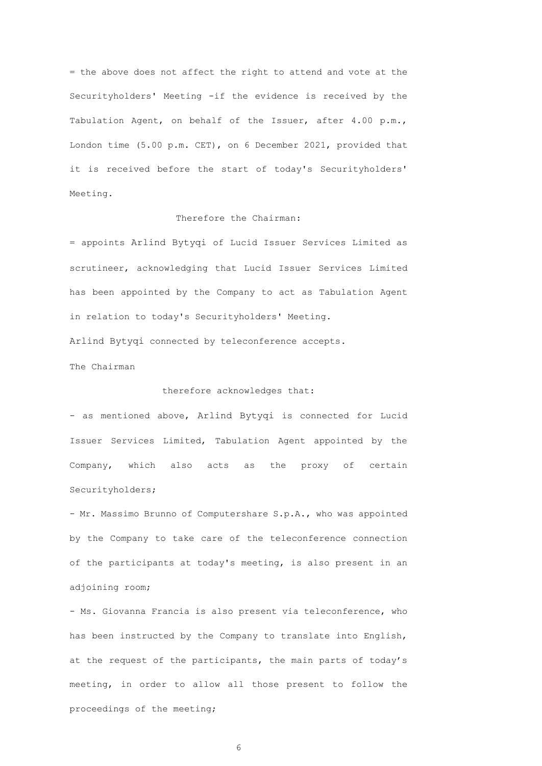= the above does not affect the right to attend and vote at the Securityholders' Meeting -if the evidence is received by the Tabulation Agent, on behalf of the Issuer, after 4.00 p.m., London time (5.00 p.m. CET), on 6 December 2021, provided that it is received before the start of today's Securityholders' Meeting.

Therefore the Chairman:

= appoints Arlind Bytyqi of Lucid Issuer Services Limited as scrutineer, acknowledging that Lucid Issuer Services Limited has been appointed by the Company to act as Tabulation Agent in relation to today's Securityholders' Meeting.

Arlind Bytyqi connected by teleconference accepts.

The Chairman

therefore acknowledges that:

- as mentioned above, Arlind Bytyqi is connected for Lucid Issuer Services Limited, Tabulation Agent appointed by the Company, which also acts as the proxy of certain Securityholders;
- Mr. Massimo Brunno of Computershare S.p.A., who was appointed by the Company to take care of the teleconference connection of the participants at today's meeting, is also present in an adjoining room;
- Ms. Giovanna Francia is also present via teleconference, who has been instructed by the Company to translate into English, at the request of the participants, the main parts of today's meeting, in order to allow all those present to follow the proceedings of the meeting;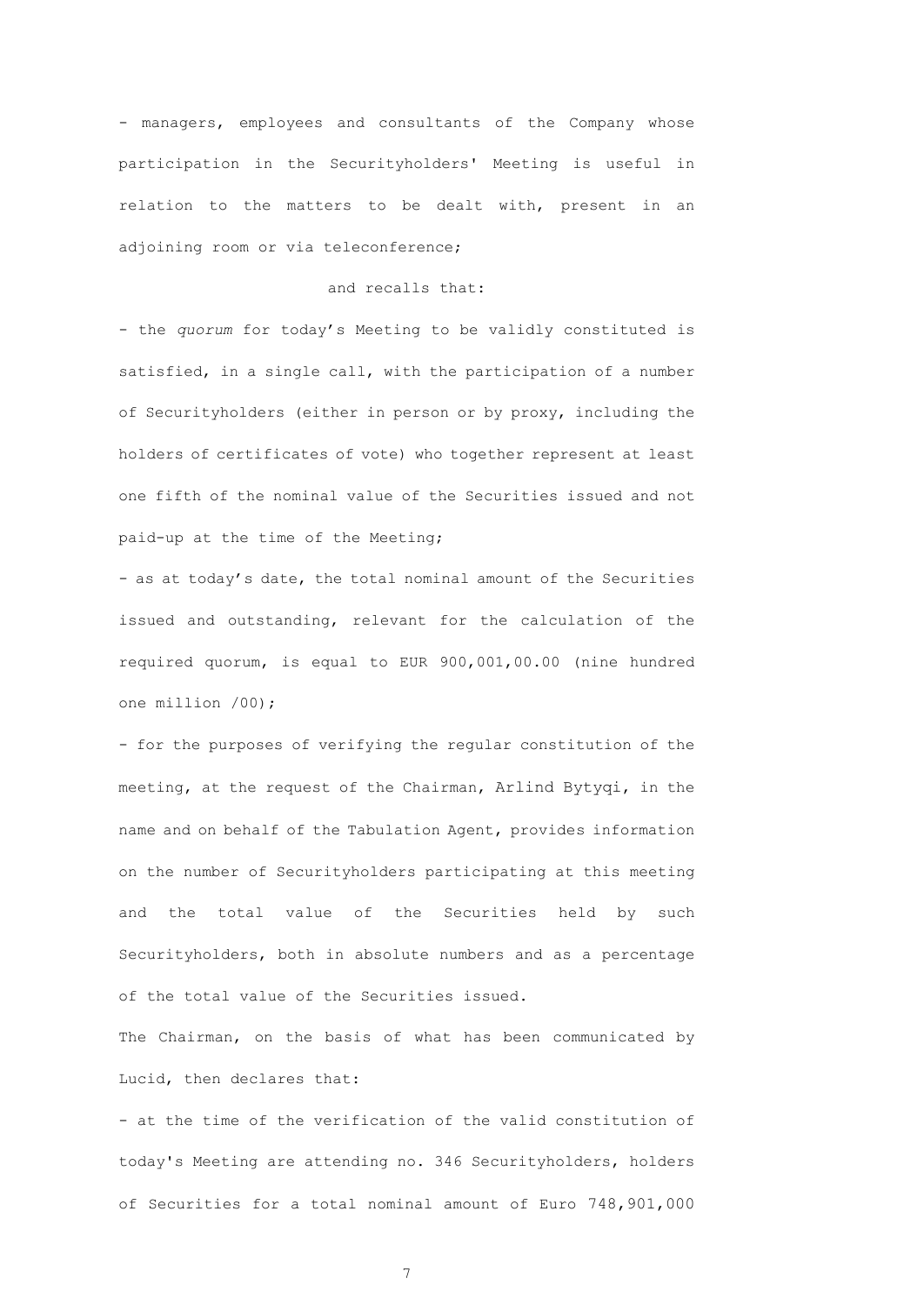- managers, employees and consultants of the Company whose participation in the Securityholders' Meeting is useful in relation to the matters to be dealt with, present in an adjoining room or via teleconference;

and recalls that:

- the *quorum* for today's Meeting to be validly constituted is satisfied, in a single call, with the participation of a number of Securityholders (either in person or by proxy, including the holders of certificates of vote) who together represent at least one fifth of the nominal value of the Securities issued and not paid-up at the time of the Meeting;

- as at today's date, the total nominal amount of the Securities issued and outstanding, relevant for the calculation of the required quorum, is equal to EUR 900,001,00.00 (nine hundred one million /00);

- for the purposes of verifying the regular constitution of the meeting, at the request of the Chairman, Arlind Bytyqi, in the name and on behalf of the Tabulation Agent, provides information on the number of Securityholders participating at this meeting and the total value of the Securities held by such Securityholders, both in absolute numbers and as a percentage of the total value of the Securities issued.

The Chairman, on the basis of what has been communicated by Lucid, then declares that:

- at the time of the verification of the valid constitution of today's Meeting are attending no. 346 Securityholders, holders of Securities for a total nominal amount of Euro 748,901,000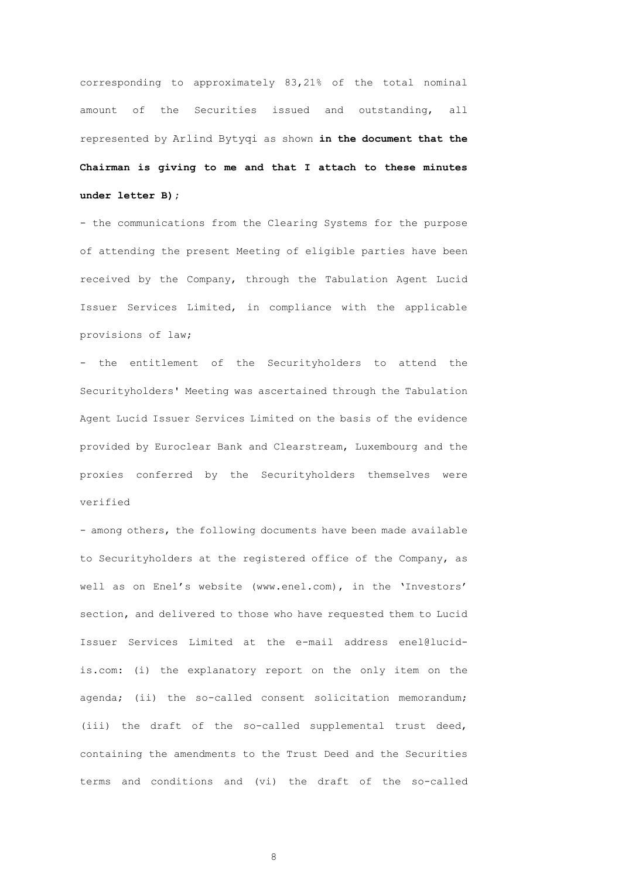corresponding to approximately 83,21% of the total nominal amount of the Securities issued and outstanding, all represented by Arlind Bytyqi as shown **in the document that the Chairman is giving to me and that I attach to these minutes under letter B);**

- the communications from the Clearing Systems for the purpose of attending the present Meeting of eligible parties have been received by the Company, through the Tabulation Agent Lucid Issuer Services Limited, in compliance with the applicable provisions of law;

- the entitlement of the Securityholders to attend the Securityholders' Meeting was ascertained through the Tabulation Agent Lucid Issuer Services Limited on the basis of the evidence provided by Euroclear Bank and Clearstream, Luxembourg and the proxies conferred by the Securityholders themselves were verified

- among others, the following documents have been made available to Securityholders at the registered office of the Company, as well as on Enel's website (www.enel.com), in the 'Investors' section, and delivered to those who have requested them to Lucid Issuer Services Limited at the e-mail address enel@lucid-is.com: (i) the explanatory report on the only item on the agenda; (ii) the so-called consent solicitation memorandum; (iii) the draft of the so-called supplemental trust deed, containing the amendments to the Trust Deed and the Securities terms and conditions and (vi) the draft of the so-called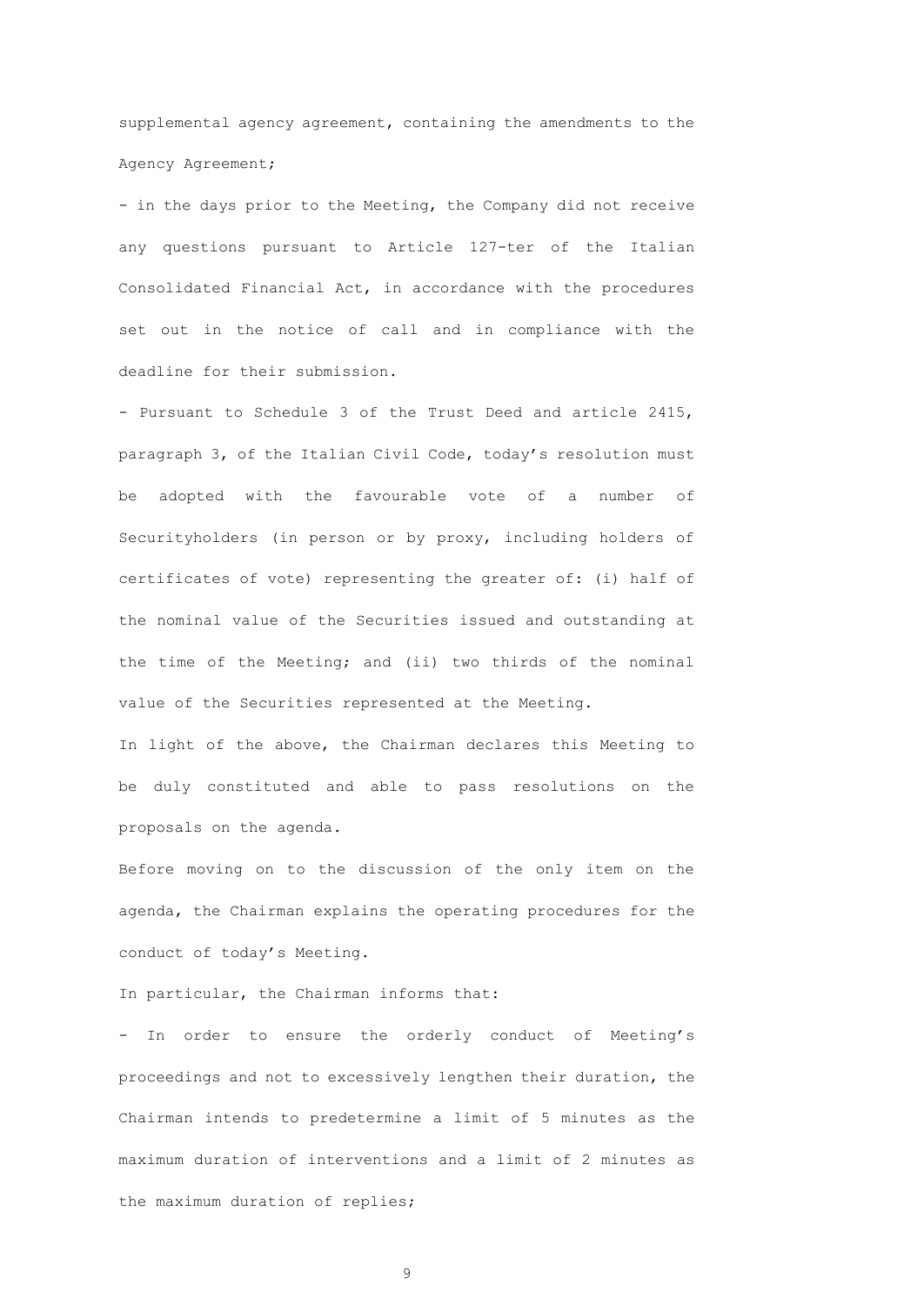supplemental agency agreement, containing the amendments to the Agency Agreement;

- in the days prior to the Meeting, the Company did not receive any questions pursuant to Article 127-ter of the Italian Consolidated Financial Act, in accordance with the procedures set out in the notice of call and in compliance with the deadline for their submission.

- Pursuant to Schedule 3 of the Trust Deed and article 2415, paragraph 3, of the Italian Civil Code, today's resolution must be adopted with the favourable vote of a number of Securityholders (in person or by proxy, including holders of certificates of vote) representing the greater of: (i) half of the nominal value of the Securities issued and outstanding at the time of the Meeting; and (ii) two thirds of the nominal value of the Securities represented at the Meeting.

In light of the above, the Chairman declares this Meeting to be duly constituted and able to pass resolutions on the proposals on the agenda.

Before moving on to the discussion of the only item on the agenda, the Chairman explains the operating procedures for the conduct of today's Meeting.

In particular, the Chairman informs that:

- In order to ensure the orderly conduct of Meeting's proceedings and not to excessively lengthen their duration, the Chairman intends to predetermine a limit of 5 minutes as the maximum duration of interventions and a limit of 2 minutes as the maximum duration of replies;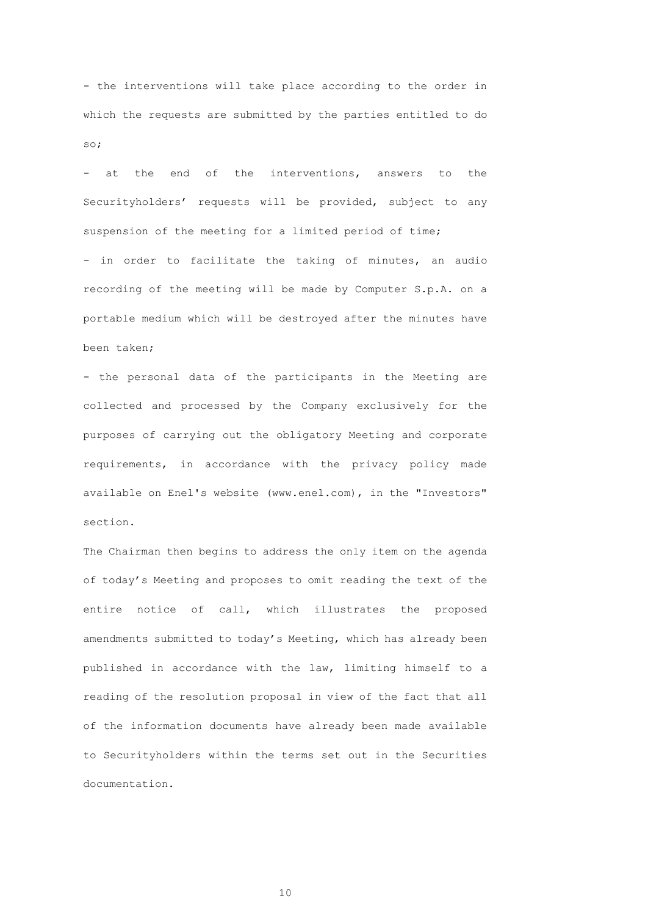- the interventions will take place according to the order in which the requests are submitted by the parties entitled to do so;

- at the end of the interventions, answers to the Securityholders' requests will be provided, subject to any suspension of the meeting for a limited period of time;

- in order to facilitate the taking of minutes, an audio recording of the meeting will be made by Computer S.p.A. on a portable medium which will be destroyed after the minutes have been taken;

- the personal data of the participants in the Meeting are collected and processed by the Company exclusively for the purposes of carrying out the obligatory Meeting and corporate requirements, in accordance with the privacy policy made available on Enel's website (www.enel.com), in the "Investors" section.

The Chairman then begins to address the only item on the agenda of today's Meeting and proposes to omit reading the text of the entire notice of call, which illustrates the proposed amendments submitted to today's Meeting, which has already been published in accordance with the law, limiting himself to a reading of the resolution proposal in view of the fact that all of the information documents have already been made available to Securityholders within the terms set out in the Securities documentation.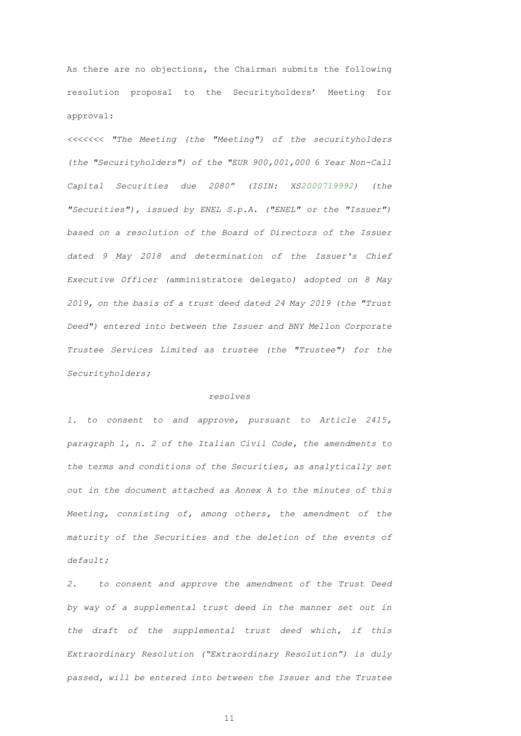As there are no objections, the Chairman submits the following resolution proposal to the Securityholders' Meeting for approval:

*<<<<<<< "The Meeting (the "Meeting") of the securityholders (the "Securityholders") of the "EUR 900,001,000* 6 *Year Non-Call Capital Securities due 2080" (ISIN: XS2000719992) (the "Securities"), issued by ENEL S.p.A. ("ENEL" or the "Issuer") based on a resolution of the Board of Directors of the Issuer dated 9 May 2018 and determination of the Issuer's Chief Executive Officer (*amministratore delegato*) adopted on 8 May 2019, on the basis of a trust deed dated 24 May 2019 (the "Trust Deed") entered into between the Issuer and BNY Mellon Corporate Trustee Services Limited as trustee (the "Trustee") for the Securityholders;*

*resolves*

*1. to consent to and approve, pursuant to Article 2415, paragraph 1, n. 2 of the Italian Civil Code, the amendments to the terms and conditions of the Securities, as analytically set out in the document attached as Annex A to the minutes of this Meeting, consisting of, among others, the amendment of the maturity of the Securities and the deletion of the events of default;*

*2. to consent and approve the amendment of the Trust Deed by way of a supplemental trust deed in the manner set out in the draft of the supplemental trust deed which, if this Extraordinary Resolution ("Extraordinary Resolution") is duly passed, will be entered into between the Issuer and the Trustee*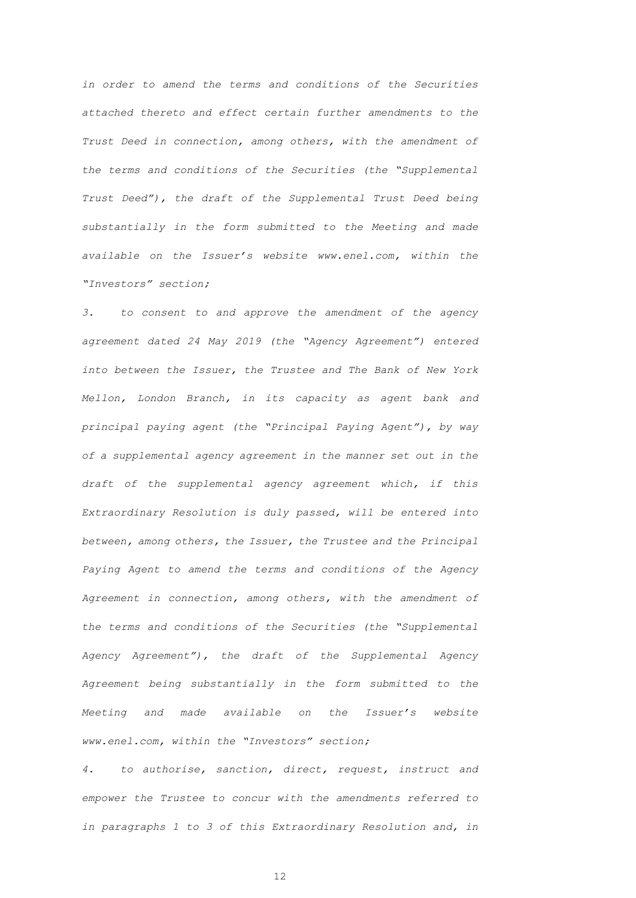*in order to amend the terms and conditions of the Securities attached thereto and effect certain further amendments to the Trust Deed in connection, among others, with the amendment of the terms and conditions of the Securities (the "Supplemental Trust Deed"), the draft of the Supplemental Trust Deed being substantially in the form submitted to the Meeting and made available on the Issuer's website www.enel.com, within the "Investors" section;*

*3. to consent to and approve the amendment of the agency agreement dated 24 May 2019 (the "Agency Agreement") entered into between the Issuer, the Trustee and The Bank of New York Mellon, London Branch, in its capacity as agent bank and principal paying agent (the "Principal Paying Agent"), by way of a supplemental agency agreement in the manner set out in the draft of the supplemental agency agreement which, if this Extraordinary Resolution is duly passed, will be entered into between, among others, the Issuer, the Trustee and the Principal Paying Agent to amend the terms and conditions of the Agency Agreement in connection, among others, with the amendment of the terms and conditions of the Securities (the "Supplemental Agency Agreement"), the draft of the Supplemental Agency Agreement being substantially in the form submitted to the Meeting and made available on the Issuer's website www.enel.com, within the "Investors" section;*

*4. to authorise, sanction, direct, request, instruct and empower the Trustee to concur with the amendments referred to in paragraphs 1 to 3 of this Extraordinary Resolution and, in*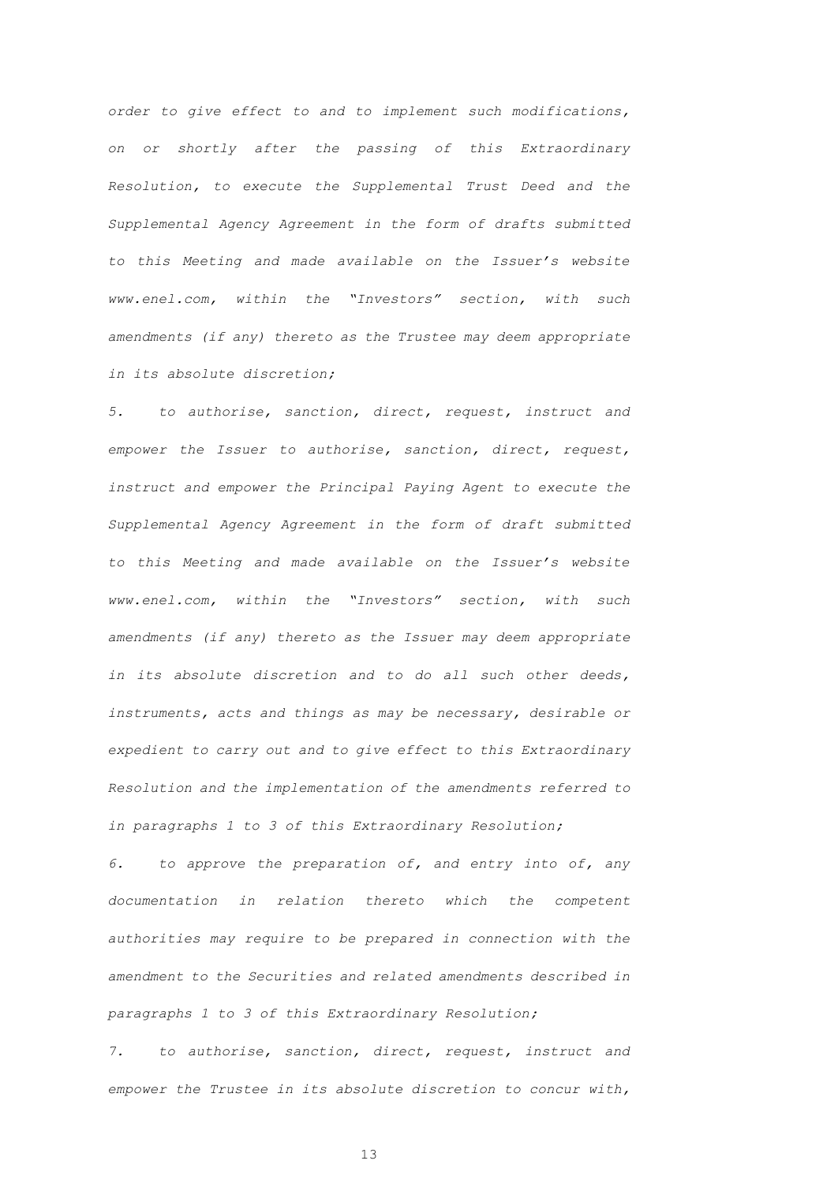*order to give effect to and to implement such modifications, on or shortly after the passing of this Extraordinary Resolution, to execute the Supplemental Trust Deed and the Supplemental Agency Agreement in the form of drafts submitted to this Meeting and made available on the Issuer's website www.enel.com, within the "Investors" section, with such amendments (if any) thereto as the Trustee may deem appropriate in its absolute discretion;*

*5. to authorise, sanction, direct, request, instruct and empower the Issuer to authorise, sanction, direct, request, instruct and empower the Principal Paying Agent to execute the Supplemental Agency Agreement in the form of draft submitted to this Meeting and made available on the Issuer's website www.enel.com, within the "Investors" section, with such amendments (if any) thereto as the Issuer may deem appropriate in its absolute discretion and to do all such other deeds, instruments, acts and things as may be necessary, desirable or expedient to carry out and to give effect to this Extraordinary Resolution and the implementation of the amendments referred to in paragraphs 1 to 3 of this Extraordinary Resolution;*

*6. to approve the preparation of, and entry into of, any documentation in relation thereto which the competent authorities may require to be prepared in connection with the amendment to the Securities and related amendments described in paragraphs 1 to 3 of this Extraordinary Resolution;*

*7. to authorise, sanction, direct, request, instruct and empower the Trustee in its absolute discretion to concur with,*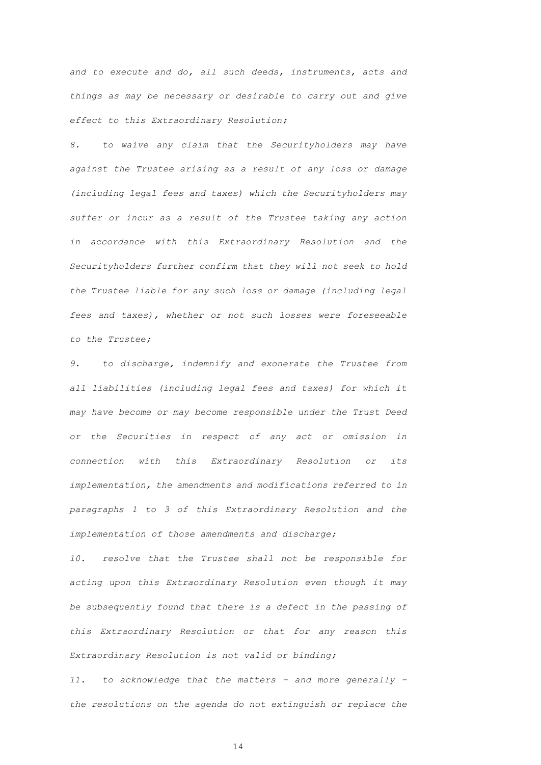*and to execute and do, all such deeds, instruments, acts and things as may be necessary or desirable to carry out and give effect to this Extraordinary Resolution;*

*8. to waive any claim that the Securityholders may have against the Trustee arising as a result of any loss or damage (including legal fees and taxes) which the Securityholders may suffer or incur as a result of the Trustee taking any action in accordance with this Extraordinary Resolution and the Securityholders further confirm that they will not seek to hold the Trustee liable for any such loss or damage (including legal fees and taxes), whether or not such losses were foreseeable to the Trustee;*

*9. to discharge, indemnify and exonerate the Trustee from all liabilities (including legal fees and taxes) for which it may have become or may become responsible under the Trust Deed or the Securities in respect of any act or omission in connection with this Extraordinary Resolution or its implementation, the amendments and modifications referred to in paragraphs 1 to 3 of this Extraordinary Resolution and the implementation of those amendments and discharge;*

*10. resolve that the Trustee shall not be responsible for acting upon this Extraordinary Resolution even though it may be subsequently found that there is a defect in the passing of this Extraordinary Resolution or that for any reason this Extraordinary Resolution is not valid or binding;*

*11. to acknowledge that the matters – and more generally – the resolutions on the agenda do not extinguish or replace the*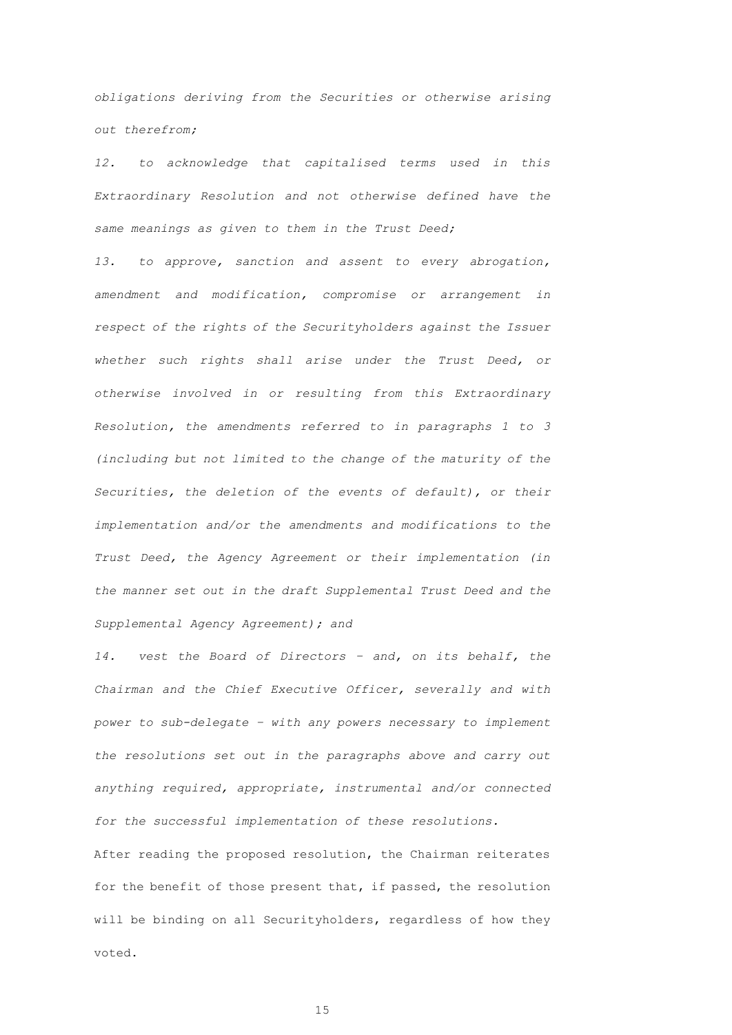*obligations deriving from the Securities or otherwise arising out therefrom;*

*12. to acknowledge that capitalised terms used in this Extraordinary Resolution and not otherwise defined have the same meanings as given to them in the Trust Deed;*

*13. to approve, sanction and assent to every abrogation, amendment and modification, compromise or arrangement in respect of the rights of the Securityholders against the Issuer whether such rights shall arise under the Trust Deed, or otherwise involved in or resulting from this Extraordinary Resolution, the amendments referred to in paragraphs 1 to 3 (including but not limited to the change of the maturity of the Securities, the deletion of the events of default), or their implementation and/or the amendments and modifications to the Trust Deed, the Agency Agreement or their implementation (in the manner set out in the draft Supplemental Trust Deed and the Supplemental Agency Agreement); and*

*14. vest the Board of Directors – and, on its behalf, the Chairman and the Chief Executive Officer, severally and with power to sub-delegate – with any powers necessary to implement the resolutions set out in the paragraphs above and carry out anything required, appropriate, instrumental and/or connected for the successful implementation of these resolutions.*

After reading the proposed resolution, the Chairman reiterates for the benefit of those present that, if passed, the resolution will be binding on all Securityholders, regardless of how they voted.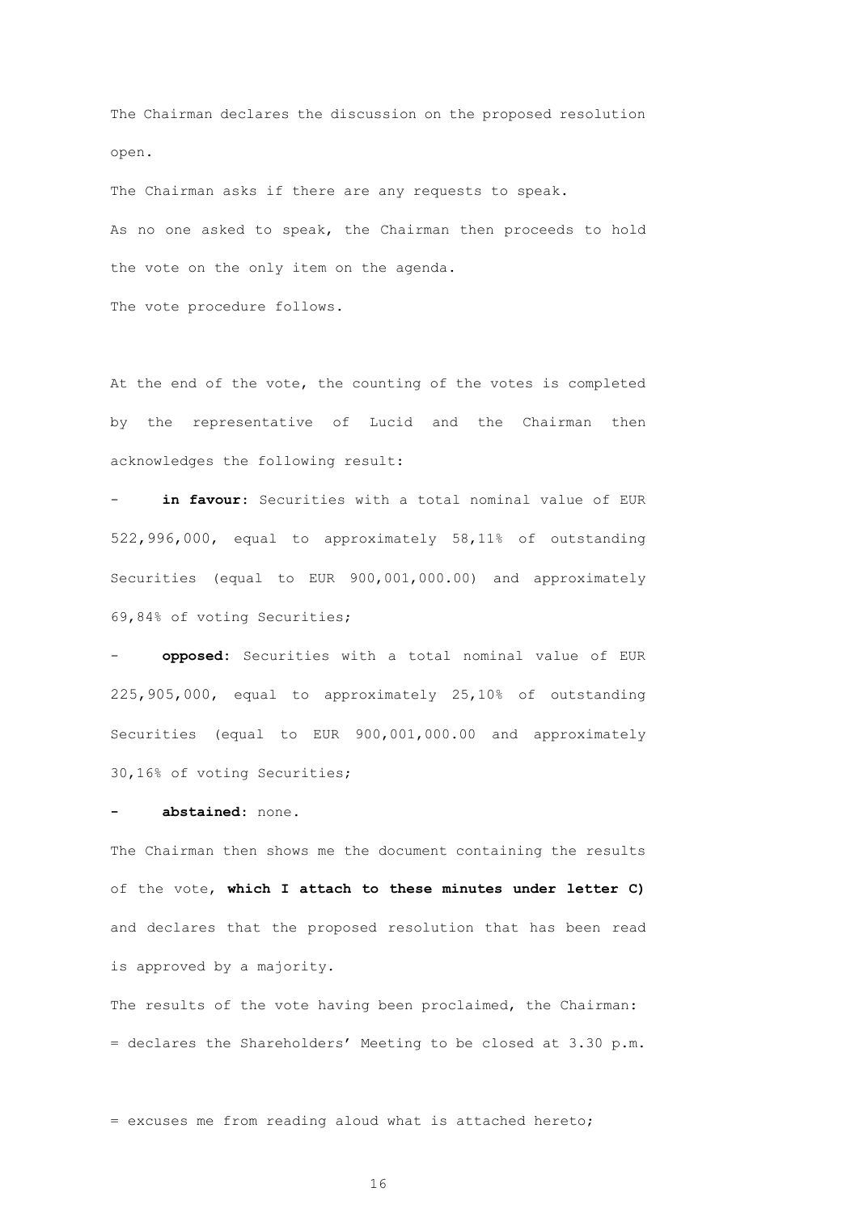The Chairman declares the discussion on the proposed resolution open.

The Chairman asks if there are any requests to speak.

As no one asked to speak, the Chairman then proceeds to hold the vote on the only item on the agenda.

The vote procedure follows.

At the end of the vote, the counting of the votes is completed by the representative of Lucid and the Chairman then acknowledges the following result:

- **in favour**: Securities with a total nominal value of EUR 522,996,000, equal to approximately 58,11% of outstanding Securities (equal to EUR 900,001,000.00) and approximately 69,84% of voting Securities;
- **opposed**: Securities with a total nominal value of EUR 225,905,000, equal to approximately 25,10% of outstanding Securities (equal to EUR 900,001,000.00 and approximately 30,16% of voting Securities;
- **abstained**: none.

The Chairman then shows me the document containing the results of the vote, **which I attach to these minutes under letter C)** and declares that the proposed resolution that has been read is approved by a majority.

The results of the vote having been proclaimed, the Chairman:

= declares the Shareholders' Meeting to be closed at 3.30 p.m.

= excuses me from reading aloud what is attached hereto;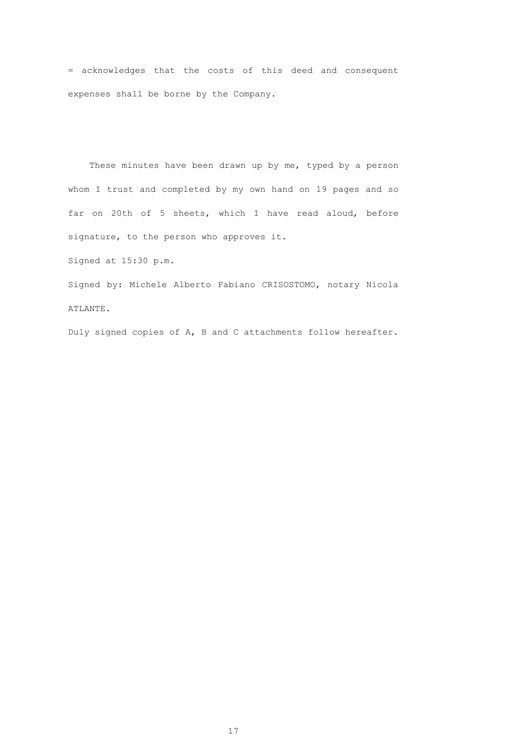= acknowledges that the costs of this deed and consequent expenses shall be borne by the Company.

These minutes have been drawn up by me, typed by a person whom I trust and completed by my own hand on 19 pages and so far on 20th of 5 sheets, which I have read aloud, before signature, to the person who approves it.

Signed at 15:30 p.m.

Signed by: Michele Alberto Fabiano CRISOSTOMO, notary Nicola ATLANTE.

Duly signed copies of A, B and C attachments follow hereafter.